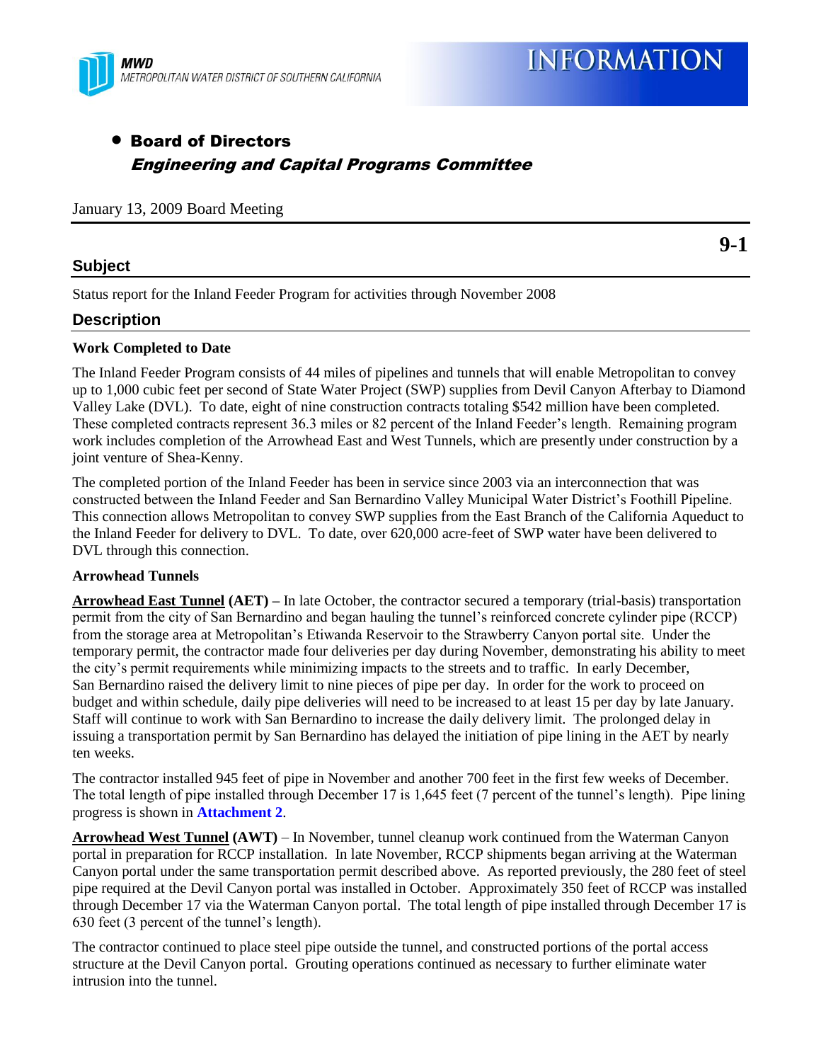MWD
METROPOLITAN WATER DISTRICT OF SOUTHERN CALIFORNIA

# INFORMATION

- **Board of Directors**
  ***Engineering and Capital Programs Committee***

January 13, 2009 Board Meeting

**9-1**

## Subject

Status report for the Inland Feeder Program for activities through November 2008

## Description

**Work Completed to Date**

The Inland Feeder Program consists of 44 miles of pipelines and tunnels that will enable Metropolitan to convey up to 1,000 cubic feet per second of State Water Project (SWP) supplies from Devil Canyon Afterbay to Diamond Valley Lake (DVL). To date, eight of nine construction contracts totaling $542 million have been completed. These completed contracts represent 36.3 miles or 82 percent of the Inland Feeder's length. Remaining program work includes completion of the Arrowhead East and West Tunnels, which are presently under construction by a joint venture of Shea-Kenny.

The completed portion of the Inland Feeder has been in service since 2003 via an interconnection that was constructed between the Inland Feeder and San Bernardino Valley Municipal Water District's Foothill Pipeline. This connection allows Metropolitan to convey SWP supplies from the East Branch of the California Aqueduct to the Inland Feeder for delivery to DVL. To date, over 620,000 acre-feet of SWP water have been delivered to DVL through this connection.

**Arrowhead Tunnels**

**Arrowhead East Tunnel (AET) –** In late October, the contractor secured a temporary (trial-basis) transportation permit from the city of San Bernardino and began hauling the tunnel's reinforced concrete cylinder pipe (RCCP) from the storage area at Metropolitan's Etiwanda Reservoir to the Strawberry Canyon portal site. Under the temporary permit, the contractor made four deliveries per day during November, demonstrating his ability to meet the city's permit requirements while minimizing impacts to the streets and to traffic. In early December, San Bernardino raised the delivery limit to nine pieces of pipe per day. In order for the work to proceed on budget and within schedule, daily pipe deliveries will need to be increased to at least 15 per day by late January. Staff will continue to work with San Bernardino to increase the daily delivery limit. The prolonged delay in issuing a transportation permit by San Bernardino has delayed the initiation of pipe lining in the AET by nearly ten weeks.

The contractor installed 945 feet of pipe in November and another 700 feet in the first few weeks of December. The total length of pipe installed through December 17 is 1,645 feet (7 percent of the tunnel's length). Pipe lining progress is shown in **Attachment 2**.

**Arrowhead West Tunnel (AWT)** – In November, tunnel cleanup work continued from the Waterman Canyon portal in preparation for RCCP installation. In late November, RCCP shipments began arriving at the Waterman Canyon portal under the same transportation permit described above. As reported previously, the 280 feet of steel pipe required at the Devil Canyon portal was installed in October. Approximately 350 feet of RCCP was installed through December 17 via the Waterman Canyon portal. The total length of pipe installed through December 17 is 630 feet (3 percent of the tunnel's length).

The contractor continued to place steel pipe outside the tunnel, and constructed portions of the portal access structure at the Devil Canyon portal. Grouting operations continued as necessary to further eliminate water intrusion into the tunnel.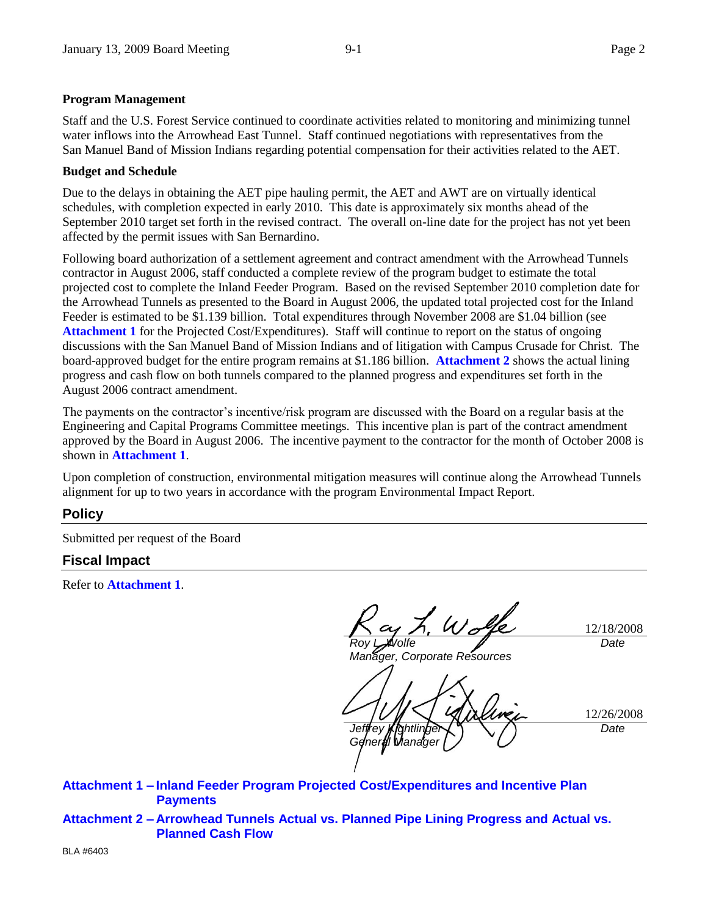**Program Management**

Staff and the U.S. Forest Service continued to coordinate activities related to monitoring and minimizing tunnel water inflows into the Arrowhead East Tunnel. Staff continued negotiations with representatives from the San Manuel Band of Mission Indians regarding potential compensation for their activities related to the AET.

**Budget and Schedule**

Due to the delays in obtaining the AET pipe hauling permit, the AET and AWT are on virtually identical schedules, with completion expected in early 2010. This date is approximately six months ahead of the September 2010 target set forth in the revised contract. The overall on-line date for the project has not yet been affected by the permit issues with San Bernardino.

Following board authorization of a settlement agreement and contract amendment with the Arrowhead Tunnels contractor in August 2006, staff conducted a complete review of the program budget to estimate the total projected cost to complete the Inland Feeder Program. Based on the revised September 2010 completion date for the Arrowhead Tunnels as presented to the Board in August 2006, the updated total projected cost for the Inland Feeder is estimated to be $1.139 billion. Total expenditures through November 2008 are $1.04 billion (see **Attachment 1** for the Projected Cost/Expenditures). Staff will continue to report on the status of ongoing discussions with the San Manuel Band of Mission Indians and of litigation with Campus Crusade for Christ. The board-approved budget for the entire program remains at $1.186 billion. **Attachment 2** shows the actual lining progress and cash flow on both tunnels compared to the planned progress and expenditures set forth in the August 2006 contract amendment.

The payments on the contractor's incentive/risk program are discussed with the Board on a regular basis at the Engineering and Capital Programs Committee meetings. This incentive plan is part of the contract amendment approved by the Board in August 2006. The incentive payment to the contractor for the month of October 2008 is shown in **Attachment 1**.

Upon completion of construction, environmental mitigation measures will continue along the Arrowhead Tunnels alignment for up to two years in accordance with the program Environmental Impact Report.

## Policy

Submitted per request of the Board

## Fiscal Impact

Refer to **Attachment 1**.

*Roy L. Wolfe*
*Manager, Corporate Resources*
12/18/2008
*Date*

*Jeffrey Kightlinger*
*General Manager*
12/26/2008
*Date*

**Attachment 1 – Inland Feeder Program Projected Cost/Expenditures and Incentive Plan Payments**

**Attachment 2 – Arrowhead Tunnels Actual vs. Planned Pipe Lining Progress and Actual vs. Planned Cash Flow**

BLA #6403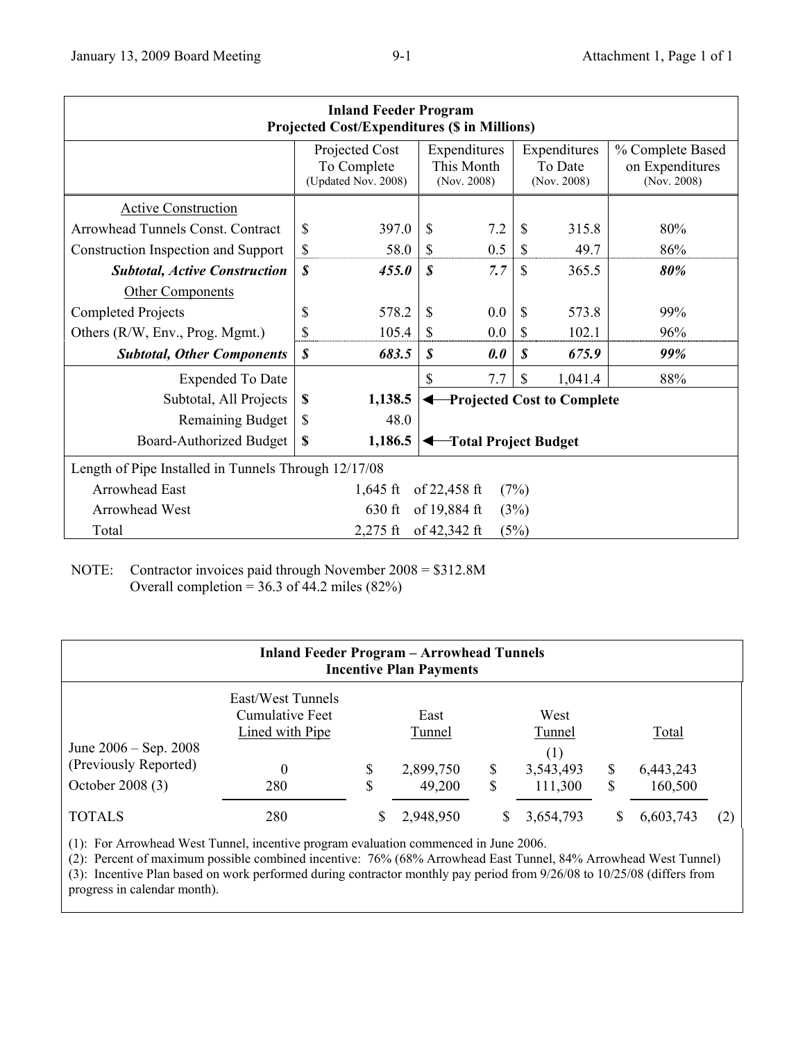| Inland Feeder Program<br>Projected Cost/Expenditures ($ in Millions) | | | | |
|---|---|---|---|---|
| | Projected Cost To Complete (Updated Nov. 2008) | Expenditures This Month (Nov. 2008) | Expenditures To Date (Nov. 2008) | % Complete Based on Expenditures (Nov. 2008) |
| Active Construction | | | | |
| Arrowhead Tunnels Const. Contract | $ 397.0 | $ 7.2 | $ 315.8 | 80% |
| Construction Inspection and Support | $ 58.0 | $ 0.5 | $ 49.7 | 86% |
| ***Subtotal, Active Construction*** | ***$ 455.0*** | ***$ 7.7*** | $ 365.5 | ***80%*** |
| Other Components | | | | |
| Completed Projects | $ 578.2 | $ 0.0 | $ 573.8 | 99% |
| Others (R/W, Env., Prog. Mgmt.) | $ 105.4 | $ 0.0 | $ 102.1 | 96% |
| ***Subtotal, Other Components*** | ***$ 683.5*** | ***$ 0.0*** | ***$ 675.9*** | ***99%*** |
| Expended To Date | | $ 7.7 | $ 1,041.4 | 88% |
| Subtotal, All Projects | **$ 1,138.5** | ◄—**Projected Cost to Complete** | | |
| Remaining Budget | $ 48.0 | | | |
| Board-Authorized Budget | **$ 1,186.5** | ◄—**Total Project Budget** | | |

| Length of Pipe Installed in Tunnels Through 12/17/08 | | | |
|---|---|---|---|
| Arrowhead East | 1,645 ft | of 22,458 ft | (7%) |
| Arrowhead West | 630 ft | of 19,884 ft | (3%) |
| Total | 2,275 ft | of 42,342 ft | (5%) |

NOTE: Contractor invoices paid through November 2008 = $312.8M
Overall completion = 36.3 of 44.2 miles (82%)

| Inland Feeder Program – Arrowhead Tunnels<br>Incentive Plan Payments | | | | | |
|---|---|---|---|---|---|
| | East/West Tunnels Cumulative Feet Lined with Pipe | East Tunnel | West Tunnel | Total | |
| June 2006 – Sep. 2008 (Previously Reported) | 0 | $ 2,899,750 | (1)<br>$ 3,543,493 | $ 6,443,243 | |
| October 2008 (3) | 280 | $ 49,200 | $ 111,300 | $ 160,500 | |
| TOTALS | 280 | $ 2,948,950 | $ 3,654,793 | $ 6,603,743 | (2) |

(1): For Arrowhead West Tunnel, incentive program evaluation commenced in June 2006.
(2): Percent of maximum possible combined incentive: 76% (68% Arrowhead East Tunnel, 84% Arrowhead West Tunnel)
(3): Incentive Plan based on work performed during contractor monthly pay period from 9/26/08 to 10/25/08 (differs from progress in calendar month).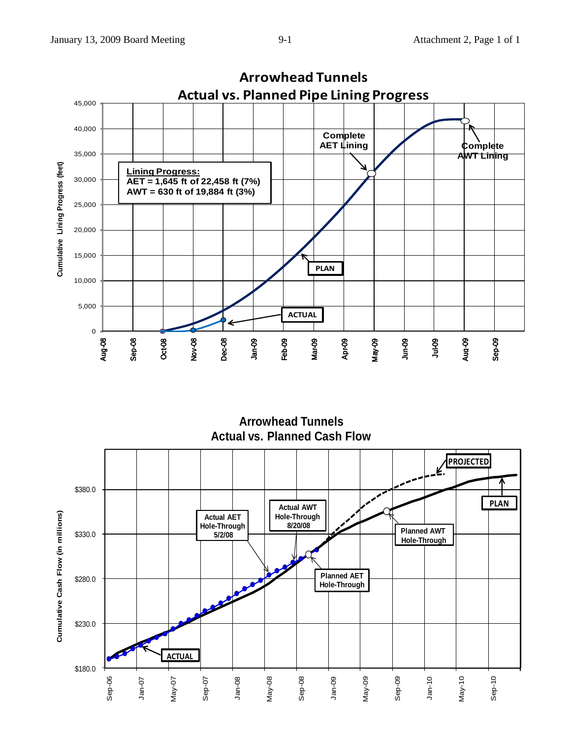## Arrowhead Tunnels
## Actual vs. Planned Pipe Lining Progress

Cumulative Lining Progress (feet)

45,000
40,000
35,000
30,000
25,000
20,000
15,000
10,000
5,000
0

Aug-08 Sep-08 Oct-08 Nov-08 Dec-08 Jan-09 Feb-09 Mar-09 Apr-09 May-09 Jun-09 Jul-09 Aug-09 Sep-09

**Lining Progress:**
**AET = 1,645 ft of 22,458 ft (7%)**
**AWT = 630 ft of 19,884 ft (3%)**

Complete AET Lining

Complete AWT Lining

PLAN

ACTUAL

## Arrowhead Tunnels
## Actual vs. Planned Cash Flow

Cumulative Cash Flow (in millions)

$380.0
$330.0
$280.0
$230.0
$180.0

Sep-06 Jan-07 May-07 Sep-07 Jan-08 May-08 Sep-08 Jan-09 May-09 Sep-09 Jan-10 May-10 Sep-10

PROJECTED

PLAN

Actual AET Hole-Through 5/2/08

Actual AWT Hole-Through 8/20/08

Planned AWT Hole-Through

Planned AET Hole-Through

ACTUAL